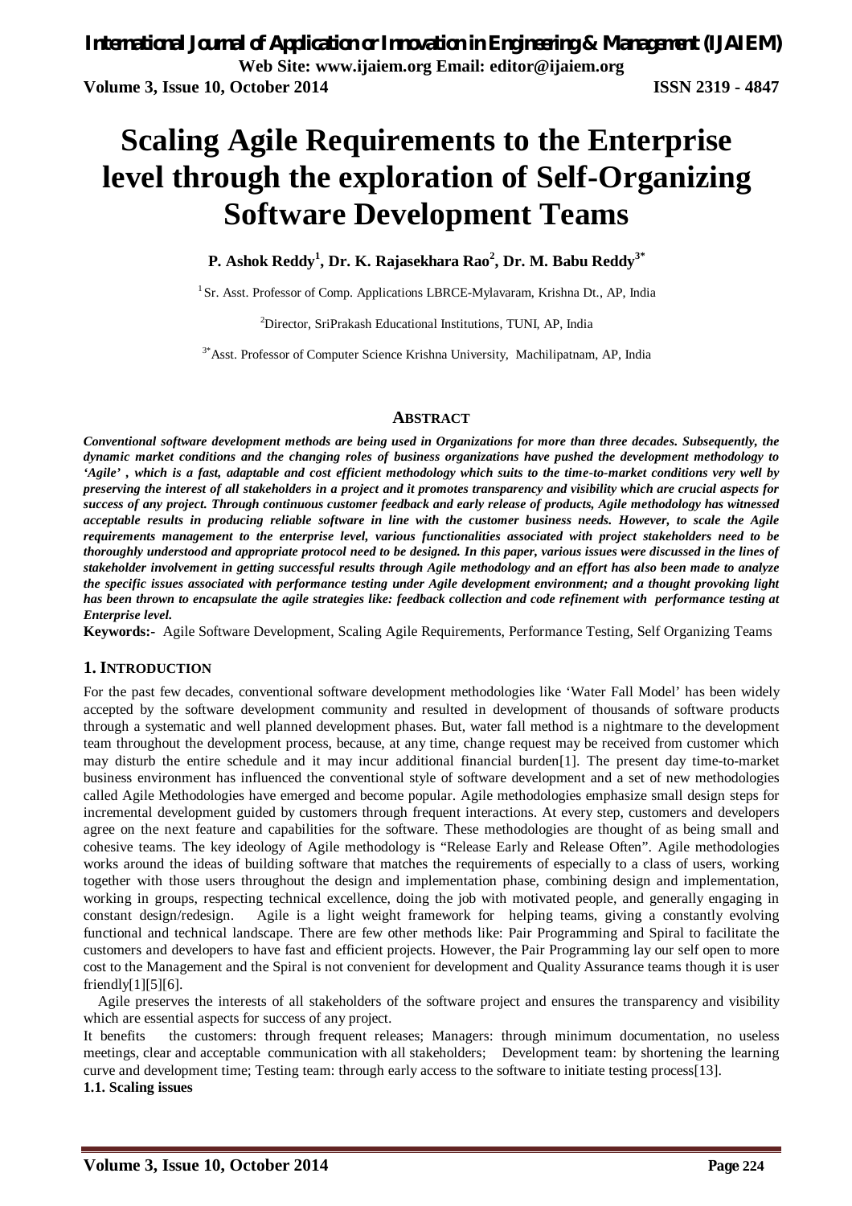# Scaling Agile Requirements to the Enterprise level through the exploration of Self-Organizing Software Development Teams

**P. Ashok Reddy[1], Dr. K. Rajasekhara Rao[2], Dr. M. Babu Reddy[3*]**

[1] Sr. Asst. Professor of Comp. Applications LBRCE-Mylavaram, Krishna Dt., AP, India

[2] Director, SriPrakash Educational Institutions, TUNI, AP, India

[3*] Asst. Professor of Computer Science Krishna University, Machilipatnam, AP, India

## ABSTRACT

***Conventional software development methods are being used in Organizations for more than three decades. Subsequently, the dynamic market conditions and the changing roles of business organizations have pushed the development methodology to 'Agile' , which is a fast, adaptable and cost efficient methodology which suits to the time-to-market conditions very well by preserving the interest of all stakeholders in a project and it promotes transparency and visibility which are crucial aspects for success of any project. Through continuous customer feedback and early release of products, Agile methodology has witnessed acceptable results in producing reliable software in line with the customer business needs. However, to scale the Agile requirements management to the enterprise level, various functionalities associated with project stakeholders need to be thoroughly understood and appropriate protocol need to be designed. In this paper, various issues were discussed in the lines of stakeholder involvement in getting successful results through Agile methodology and an effort has also been made to analyze the specific issues associated with performance testing under Agile development environment; and a thought provoking light has been thrown to encapsulate the agile strategies like: feedback collection and code refinement with performance testing at Enterprise level.***

**Keywords:-** Agile Software Development, Scaling Agile Requirements, Performance Testing, Self Organizing Teams

## 1. INTRODUCTION

For the past few decades, conventional software development methodologies like 'Water Fall Model' has been widely accepted by the software development community and resulted in development of thousands of software products through a systematic and well planned development phases. But, water fall method is a nightmare to the development team throughout the development process, because, at any time, change request may be received from customer which may disturb the entire schedule and it may incur additional financial burden[1]. The present day time-to-market business environment has influenced the conventional style of software development and a set of new methodologies called Agile Methodologies have emerged and become popular. Agile methodologies emphasize small design steps for incremental development guided by customers through frequent interactions. At every step, customers and developers agree on the next feature and capabilities for the software. These methodologies are thought of as being small and cohesive teams. The key ideology of Agile methodology is "Release Early and Release Often". Agile methodologies works around the ideas of building software that matches the requirements of especially to a class of users, working together with those users throughout the design and implementation phase, combining design and implementation, working in groups, respecting technical excellence, doing the job with motivated people, and generally engaging in constant design/redesign. Agile is a light weight framework for helping teams, giving a constantly evolving functional and technical landscape. There are few other methods like: Pair Programming and Spiral to facilitate the customers and developers to have fast and efficient projects. However, the Pair Programming lay our self open to more cost to the Management and the Spiral is not convenient for development and Quality Assurance teams though it is user friendly[1][5][6].

Agile preserves the interests of all stakeholders of the software project and ensures the transparency and visibility which are essential aspects for success of any project.

It benefits the customers: through frequent releases; Managers: through minimum documentation, no useless meetings, clear and acceptable communication with all stakeholders; Development team: by shortening the learning curve and development time; Testing team: through early access to the software to initiate testing process[13].

### 1.1. Scaling issues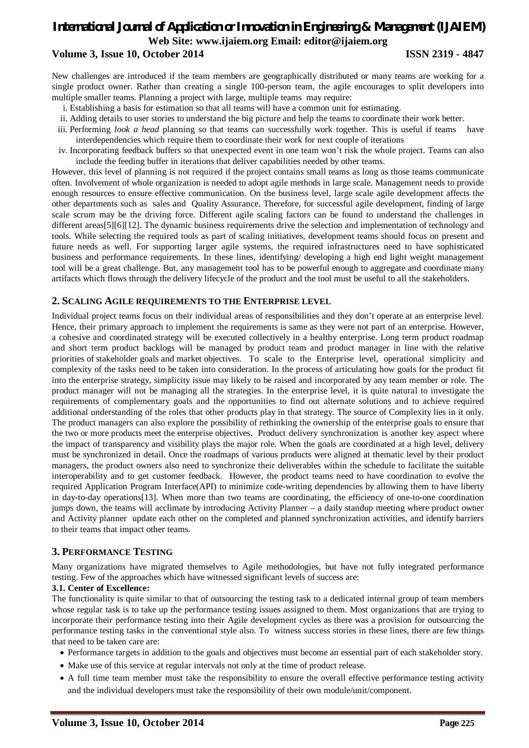New challenges are introduced if the team members are geographically distributed or many teams are working for a single product owner. Rather than creating a single 100-person team, the agile encourages to split developers into multiple smaller teams. Planning a project with large, multiple teams may require:

i. Establishing a basis for estimation so that all teams will have a common unit for estimating.
ii. Adding details to user stories to understand the big picture and help the teams to coordinate their work better.
iii. Performing *look a head* planning so that teams can successfully work together. This is useful if teams have interdependencies which require them to coordinate their work for next couple of iterations
iv. Incorporating feedback buffers so that unexpected event in one team won't risk the whole project. Teams can also include the feeding buffer in iterations that deliver capabilities needed by other teams.

However, this level of planning is not required if the project contains small teams as long as those teams communicate often. Involvement of whole organization is needed to adopt agile methods in large scale. Management needs to provide enough resources to ensure effective communication. On the business level, large scale agile development affects the other departments such as sales and Quality Assurance. Therefore, for successful agile development, finding of large scale scrum may be the driving force. Different agile scaling factors can be found to understand the challenges in different areas[5][6][12]. The dynamic business requirements drive the selection and implementation of technology and tools. While selecting the required tools as part of scaling initiatives, development teams should focus on present and future needs as well. For supporting larger agile systems, the required infrastructures need to have sophisticated business and performance requirements. In these lines, identifying/ developing a high end light weight management tool will be a great challenge. But, any management tool has to be powerful enough to aggregate and coordinate many artifacts which flows through the delivery lifecycle of the product and the tool must be useful to all the stakeholders.

## 2. Scaling Agile requirements to the Enterprise level

Individual project teams focus on their individual areas of responsibilities and they don't operate at an enterprise level. Hence, their primary approach to implement the requirements is same as they were not part of an enterprise. However, a cohesive and coordinated strategy will be executed collectively in a healthy enterprise. Long term product roadmap and short term product backlogs will be managed by product team and product manager in line with the relative priorities of stakeholder goals and market objectives. To scale to the Enterprise level, operational simplicity and complexity of the tasks need to be taken into consideration. In the process of articulating how goals for the product fit into the enterprise strategy, simplicity issue may likely to be raised and incorporated by any team member or role. The product manager will not be managing all the strategies. In the enterprise level, it is quite natural to investigate the requirements of complementary goals and the opportunities to find out alternate solutions and to achieve required additional understanding of the roles that other products play in that strategy. The source of Complexity lies in it only. The product managers can also explore the possibility of rethinking the ownership of the enterprise goals to ensure that the two or more products meet the enterprise objectives. Product delivery synchronization is another key aspect where the impact of transparency and visibility plays the major role. When the goals are coordinated at a high level, delivery must be synchronized in detail. Once the roadmaps of various products were aligned at thematic level by their product managers, the product owners also need to synchronize their deliverables within the schedule to facilitate the suitable interoperability and to get customer feedback. However, the product teams need to have coordination to evolve the required Application Program Interface(API) to minimize code-writing dependencies by allowing them to have liberty in day-to-day operations[13]. When more than two teams are coordinating, the efficiency of one-to-one coordination jumps down, the teams will acclimate by introducing Activity Planner – a daily standup meeting where product owner and Activity planner update each other on the completed and planned synchronization activities, and identify barriers to their teams that impact other teams.

## 3. Performance Testing

Many organizations have migrated themselves to Agile methodologies, but have not fully integrated performance testing. Few of the approaches which have witnessed significant levels of success are:

### 3.1. Center of Excellence:

The functionality is quite similar to that of outsourcing the testing task to a dedicated internal group of team members whose regular task is to take up the performance testing issues assigned to them. Most organizations that are trying to incorporate their performance testing into their Agile development cycles as there was a provision for outsourcing the performance testing tasks in the conventional style also. To witness success stories in these lines, there are few things that need to be taken care are:

- Performance targets in addition to the goals and objectives must become an essential part of each stakeholder story.
- Make use of this service at regular intervals not only at the time of product release.
- A full time team member must take the responsibility to ensure the overall effective performance testing activity and the individual developers must take the responsibility of their own module/unit/component.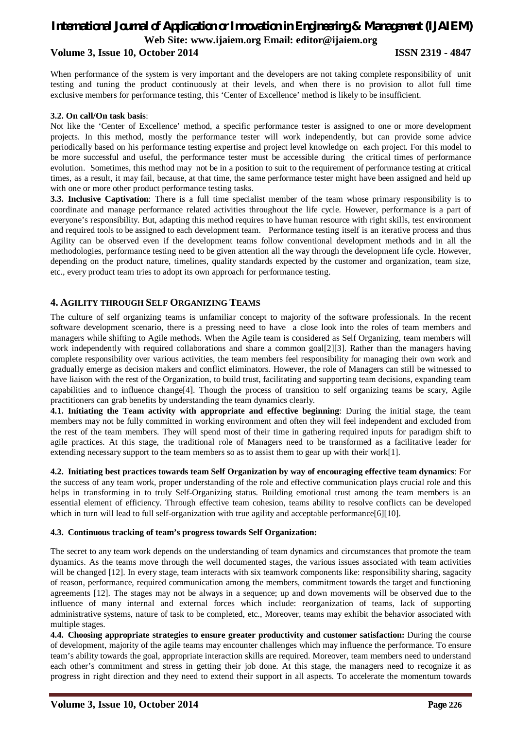When performance of the system is very important and the developers are not taking complete responsibility of unit testing and tuning the product continuously at their levels, and when there is no provision to allot full time exclusive members for performance testing, this 'Center of Excellence' method is likely to be insufficient.

**3.2. On call/On task basis**:
Not like the 'Center of Excellence' method, a specific performance tester is assigned to one or more development projects. In this method, mostly the performance tester will work independently, but can provide some advice periodically based on his performance testing expertise and project level knowledge on each project. For this model to be more successful and useful, the performance tester must be accessible during the critical times of performance evolution. Sometimes, this method may not be in a position to suit to the requirement of performance testing at critical times, as a result, it may fail, because, at that time, the same performance tester might have been assigned and held up with one or more other product performance testing tasks.

**3.3. Inclusive Captivation**: There is a full time specialist member of the team whose primary responsibility is to coordinate and manage performance related activities throughout the life cycle. However, performance is a part of everyone's responsibility. But, adapting this method requires to have human resource with right skills, test environment and required tools to be assigned to each development team. Performance testing itself is an iterative process and thus Agility can be observed even if the development teams follow conventional development methods and in all the methodologies, performance testing need to be given attention all the way through the development life cycle. However, depending on the product nature, timelines, quality standards expected by the customer and organization, team size, etc., every product team tries to adopt its own approach for performance testing.

## 4. AGILITY THROUGH SELF ORGANIZING TEAMS

The culture of self organizing teams is unfamiliar concept to majority of the software professionals. In the recent software development scenario, there is a pressing need to have a close look into the roles of team members and managers while shifting to Agile methods. When the Agile team is considered as Self Organizing, team members will work independently with required collaborations and share a common goal[2][3]. Rather than the managers having complete responsibility over various activities, the team members feel responsibility for managing their own work and gradually emerge as decision makers and conflict eliminators. However, the role of Managers can still be witnessed to have liaison with the rest of the Organization, to build trust, facilitating and supporting team decisions, expanding team capabilities and to influence change[4]. Though the process of transition to self organizing teams be scary, Agile practitioners can grab benefits by understanding the team dynamics clearly.

**4.1. Initiating the Team activity with appropriate and effective beginning**: During the initial stage, the team members may not be fully committed in working environment and often they will feel independent and excluded from the rest of the team members. They will spend most of their time in gathering required inputs for paradigm shift to agile practices. At this stage, the traditional role of Managers need to be transformed as a facilitative leader for extending necessary support to the team members so as to assist them to gear up with their work[1].

**4.2. Initiating best practices towards team Self Organization by way of encouraging effective team dynamics**: For the success of any team work, proper understanding of the role and effective communication plays crucial role and this helps in transforming in to truly Self-Organizing status. Building emotional trust among the team members is an essential element of efficiency. Through effective team cohesion, teams ability to resolve conflicts can be developed which in turn will lead to full self-organization with true agility and acceptable performance[6][10].

**4.3. Continuous tracking of team's progress towards Self Organization:**

The secret to any team work depends on the understanding of team dynamics and circumstances that promote the team dynamics. As the teams move through the well documented stages, the various issues associated with team activities will be changed [12]. In every stage, team interacts with six teamwork components like: responsibility sharing, sagacity of reason, performance, required communication among the members, commitment towards the target and functioning agreements [12]. The stages may not be always in a sequence; up and down movements will be observed due to the influence of many internal and external forces which include: reorganization of teams, lack of supporting administrative systems, nature of task to be completed, etc., Moreover, teams may exhibit the behavior associated with multiple stages.

**4.4. Choosing appropriate strategies to ensure greater productivity and customer satisfaction:** During the course of development, majority of the agile teams may encounter challenges which may influence the performance. To ensure team's ability towards the goal, appropriate interaction skills are required. Moreover, team members need to understand each other's commitment and stress in getting their job done. At this stage, the managers need to recognize it as progress in right direction and they need to extend their support in all aspects. To accelerate the momentum towards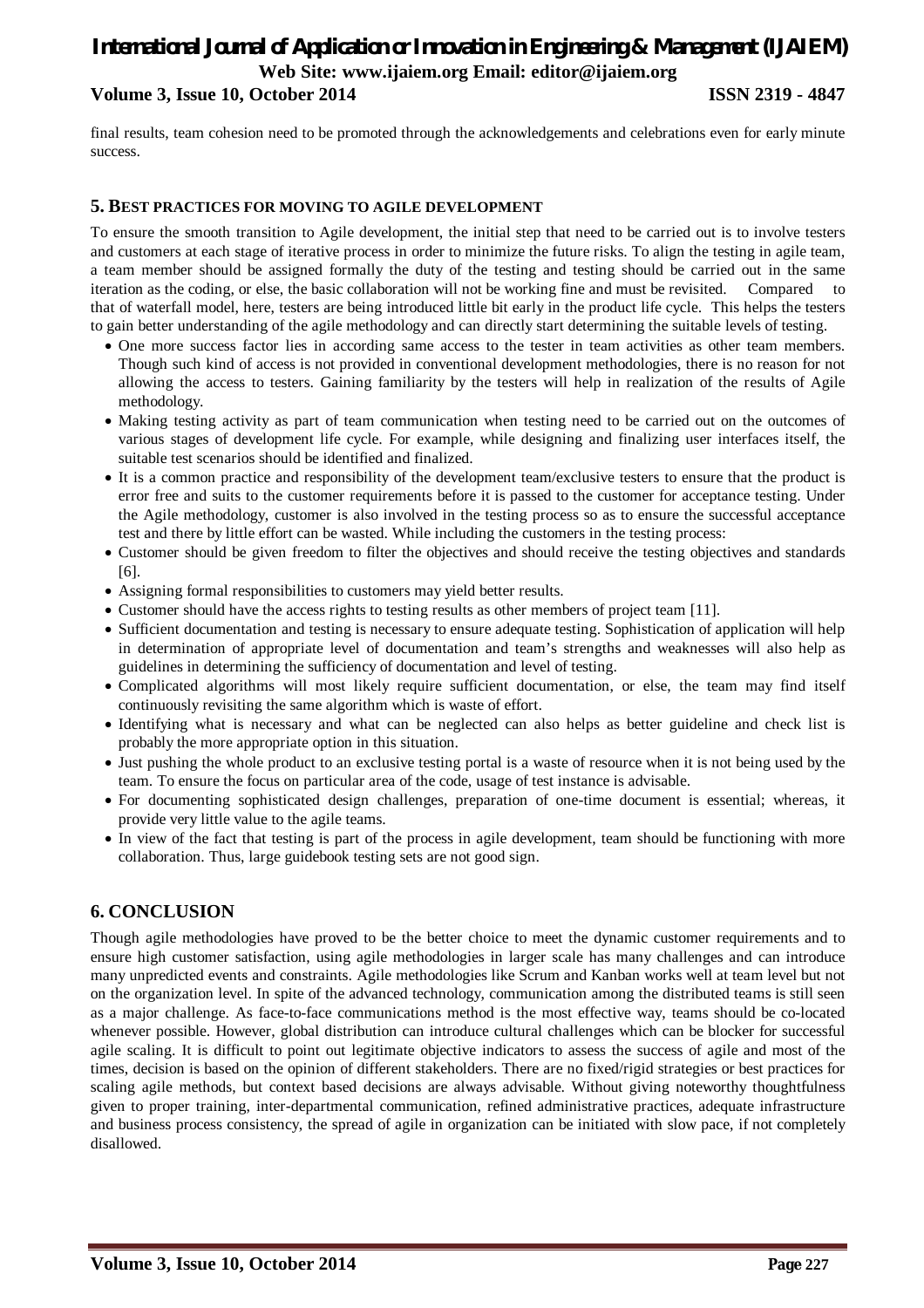final results, team cohesion need to be promoted through the acknowledgements and celebrations even for early minute success.

## 5. Best practices for moving to agile development

To ensure the smooth transition to Agile development, the initial step that need to be carried out is to involve testers and customers at each stage of iterative process in order to minimize the future risks. To align the testing in agile team, a team member should be assigned formally the duty of the testing and testing should be carried out in the same iteration as the coding, or else, the basic collaboration will not be working fine and must be revisited. Compared to that of waterfall model, here, testers are being introduced little bit early in the product life cycle. This helps the testers to gain better understanding of the agile methodology and can directly start determining the suitable levels of testing.

- One more success factor lies in according same access to the tester in team activities as other team members. Though such kind of access is not provided in conventional development methodologies, there is no reason for not allowing the access to testers. Gaining familiarity by the testers will help in realization of the results of Agile methodology.
- Making testing activity as part of team communication when testing need to be carried out on the outcomes of various stages of development life cycle. For example, while designing and finalizing user interfaces itself, the suitable test scenarios should be identified and finalized.
- It is a common practice and responsibility of the development team/exclusive testers to ensure that the product is error free and suits to the customer requirements before it is passed to the customer for acceptance testing. Under the Agile methodology, customer is also involved in the testing process so as to ensure the successful acceptance test and there by little effort can be wasted. While including the customers in the testing process:
- Customer should be given freedom to filter the objectives and should receive the testing objectives and standards [6].
- Assigning formal responsibilities to customers may yield better results.
- Customer should have the access rights to testing results as other members of project team [11].
- Sufficient documentation and testing is necessary to ensure adequate testing. Sophistication of application will help in determination of appropriate level of documentation and team's strengths and weaknesses will also help as guidelines in determining the sufficiency of documentation and level of testing.
- Complicated algorithms will most likely require sufficient documentation, or else, the team may find itself continuously revisiting the same algorithm which is waste of effort.
- Identifying what is necessary and what can be neglected can also helps as better guideline and check list is probably the more appropriate option in this situation.
- Just pushing the whole product to an exclusive testing portal is a waste of resource when it is not being used by the team. To ensure the focus on particular area of the code, usage of test instance is advisable.
- For documenting sophisticated design challenges, preparation of one-time document is essential; whereas, it provide very little value to the agile teams.
- In view of the fact that testing is part of the process in agile development, team should be functioning with more collaboration. Thus, large guidebook testing sets are not good sign.

## 6. CONCLUSION

Though agile methodologies have proved to be the better choice to meet the dynamic customer requirements and to ensure high customer satisfaction, using agile methodologies in larger scale has many challenges and can introduce many unpredicted events and constraints. Agile methodologies like Scrum and Kanban works well at team level but not on the organization level. In spite of the advanced technology, communication among the distributed teams is still seen as a major challenge. As face-to-face communications method is the most effective way, teams should be co-located whenever possible. However, global distribution can introduce cultural challenges which can be blocker for successful agile scaling. It is difficult to point out legitimate objective indicators to assess the success of agile and most of the times, decision is based on the opinion of different stakeholders. There are no fixed/rigid strategies or best practices for scaling agile methods, but context based decisions are always advisable. Without giving noteworthy thoughtfulness given to proper training, inter-departmental communication, refined administrative practices, adequate infrastructure and business process consistency, the spread of agile in organization can be initiated with slow pace, if not completely disallowed.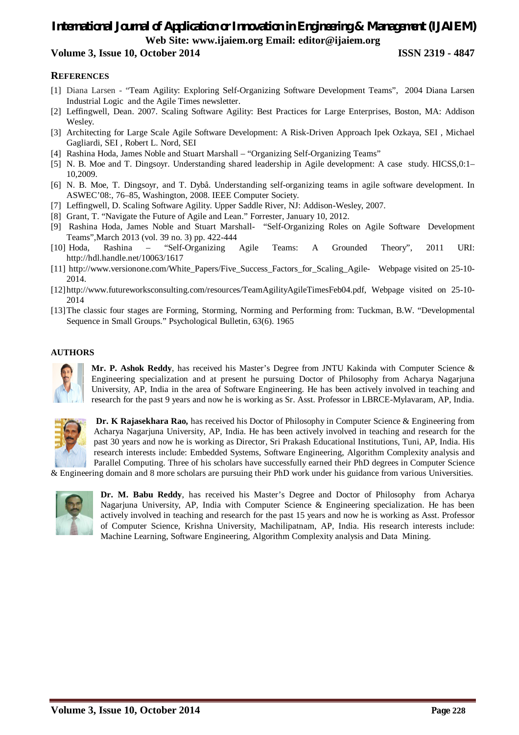## REFERENCES

[1] Diana Larsen - "Team Agility: Exploring Self-Organizing Software Development Teams", 2004 Diana Larsen Industrial Logic and the Agile Times newsletter.

[2] Leffingwell, Dean. 2007. Scaling Software Agility: Best Practices for Large Enterprises, Boston, MA: Addison Wesley.

[3] Architecting for Large Scale Agile Software Development: A Risk-Driven Approach Ipek Ozkaya, SEI , Michael Gagliardi, SEI , Robert L. Nord, SEI

[4] Rashina Hoda, James Noble and Stuart Marshall – "Organizing Self-Organizing Teams"

[5] N. B. Moe and T. Dingsoyr. Understanding shared leadership in Agile development: A case study. HICSS,0:1–10,2009.

[6] N. B. Moe, T. Dingsoyr, and T. Dybå. Understanding self-organizing teams in agile software development. In ASWEC'08:, 76–85, Washington, 2008. IEEE Computer Society.

[7] Leffingwell, D. Scaling Software Agility. Upper Saddle River, NJ: Addison-Wesley, 2007.

[8] Grant, T. "Navigate the Future of Agile and Lean." Forrester, January 10, 2012.

[9] Rashina Hoda, James Noble and Stuart Marshall- "Self-Organizing Roles on Agile Software Development Teams",March 2013 (vol. 39 no. 3) pp. 422-444

[10] Hoda, Rashina – "Self-Organizing Agile Teams: A Grounded Theory", 2011 URI: http://hdl.handle.net/10063/1617

[11] http://www.versionone.com/White_Papers/Five_Success_Factors_for_Scaling_Agile- Webpage visited on 25-10-2014.

[12] http://www.futureworksconsulting.com/resources/TeamAgilityAgileTimesFeb04.pdf, Webpage visited on 25-10-2014

[13] The classic four stages are Forming, Storming, Norming and Performing from: Tuckman, B.W. "Developmental Sequence in Small Groups." Psychological Bulletin, 63(6). 1965

## AUTHORS

**Mr. P. Ashok Reddy**, has received his Master's Degree from JNTU Kakinda with Computer Science & Engineering specialization and at present he pursuing Doctor of Philosophy from Acharya Nagarjuna University, AP, India in the area of Software Engineering. He has been actively involved in teaching and research for the past 9 years and now he is working as Sr. Asst. Professor in LBRCE-Mylavaram, AP, India.

**Dr. K Rajasekhara Rao,** has received his Doctor of Philosophy in Computer Science & Engineering from Acharya Nagarjuna University, AP, India. He has been actively involved in teaching and research for the past 30 years and now he is working as Director, Sri Prakash Educational Institutions, Tuni, AP, India. His research interests include: Embedded Systems, Software Engineering, Algorithm Complexity analysis and Parallel Computing. Three of his scholars have successfully earned their PhD degrees in Computer Science & Engineering domain and 8 more scholars are pursuing their PhD work under his guidance from various Universities.

**Dr. M. Babu Reddy**, has received his Master's Degree and Doctor of Philosophy from Acharya Nagarjuna University, AP, India with Computer Science & Engineering specialization. He has been actively involved in teaching and research for the past 15 years and now he is working as Asst. Professor of Computer Science, Krishna University, Machilipatnam, AP, India. His research interests include: Machine Learning, Software Engineering, Algorithm Complexity analysis and Data Mining.